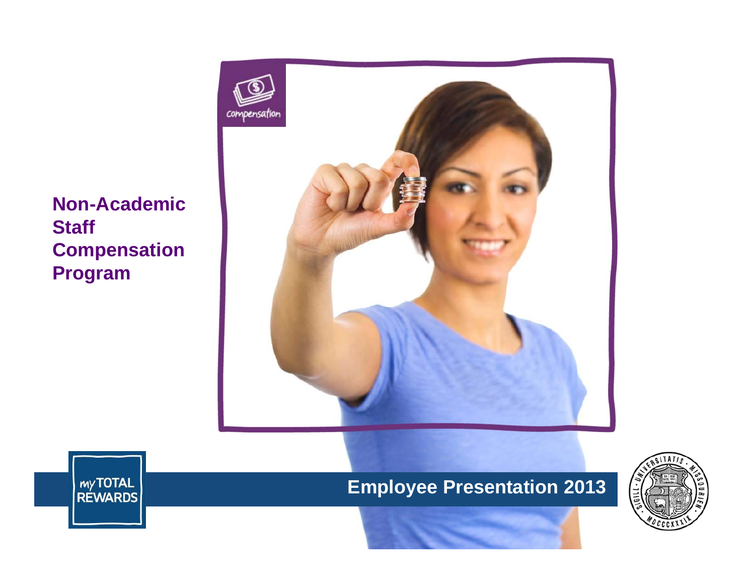# Non-Academic Staff Compensation Program

compensation

my TOTAL REWARDS

## Employee Presentation 2013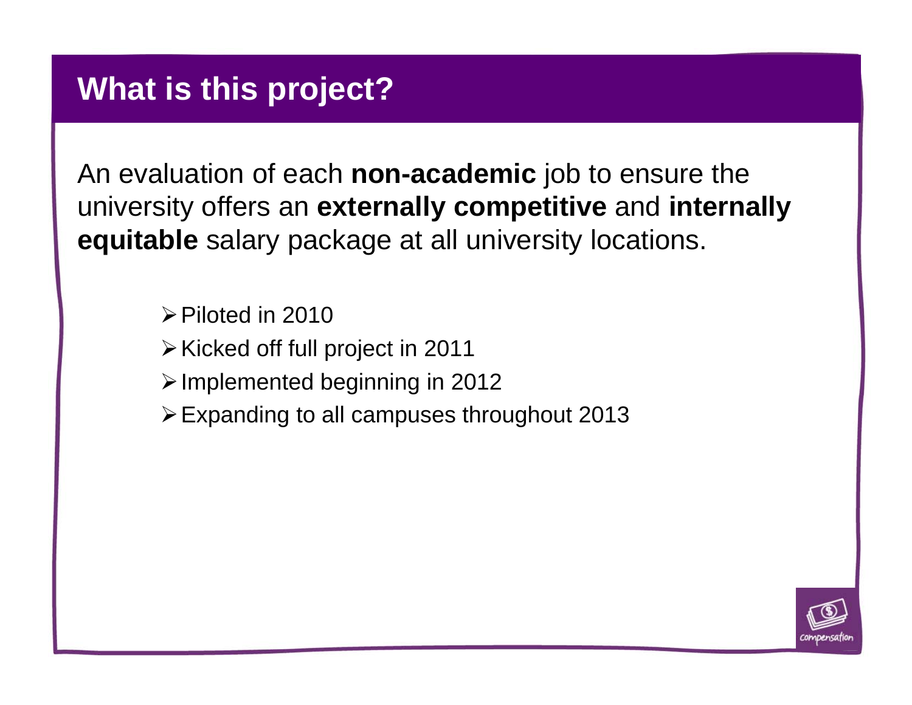# What is this project?

An evaluation of each **non-academic** job to ensure the university offers an **externally competitive** and **internally equitable** salary package at all university locations.

- Piloted in 2010
- Kicked off full project in 2011
- Implemented beginning in 2012
- Expanding to all campuses throughout 2013

compensation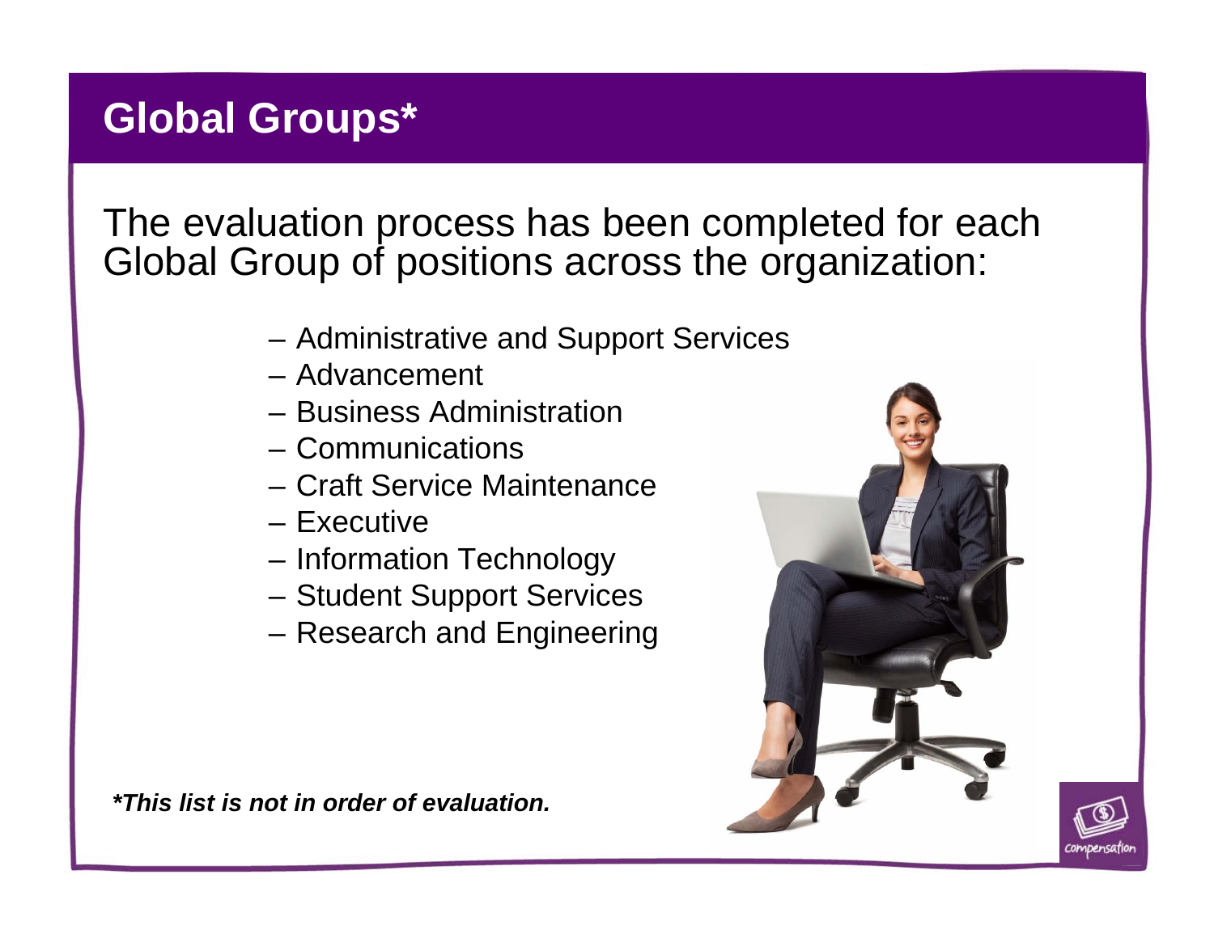# Global Groups*

The evaluation process has been completed for each Global Group of positions across the organization:

- Administrative and Support Services
- Advancement
- Business Administration
- Communications
- Craft Service Maintenance
- Executive
- Information Technology
- Student Support Services
- Research and Engineering

***This list is not in order of evaluation.***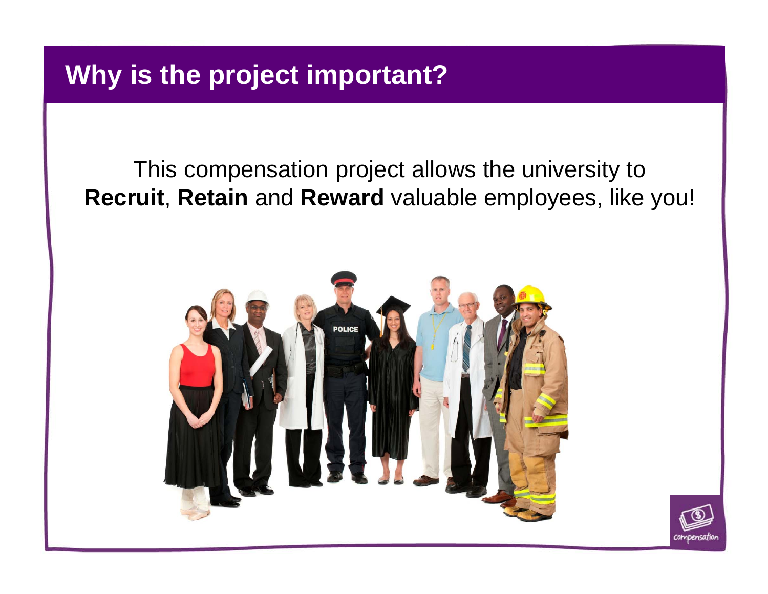## Why is the project important?

This compensation project allows the university to **Recruit**, **Retain** and **Reward** valuable employees, like you!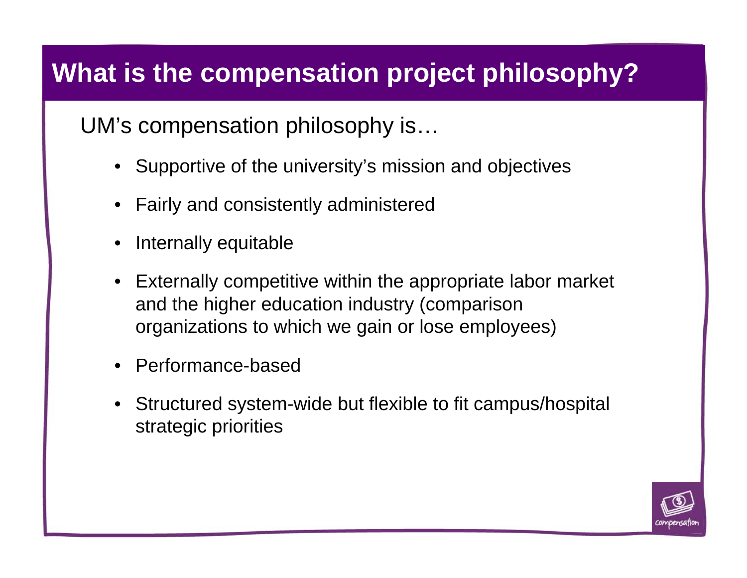# What is the compensation project philosophy?

UM's compensation philosophy is…

- Supportive of the university's mission and objectives
- Fairly and consistently administered
- Internally equitable
- Externally competitive within the appropriate labor market and the higher education industry (comparison organizations to which we gain or lose employees)
- Performance-based
- Structured system-wide but flexible to fit campus/hospital strategic priorities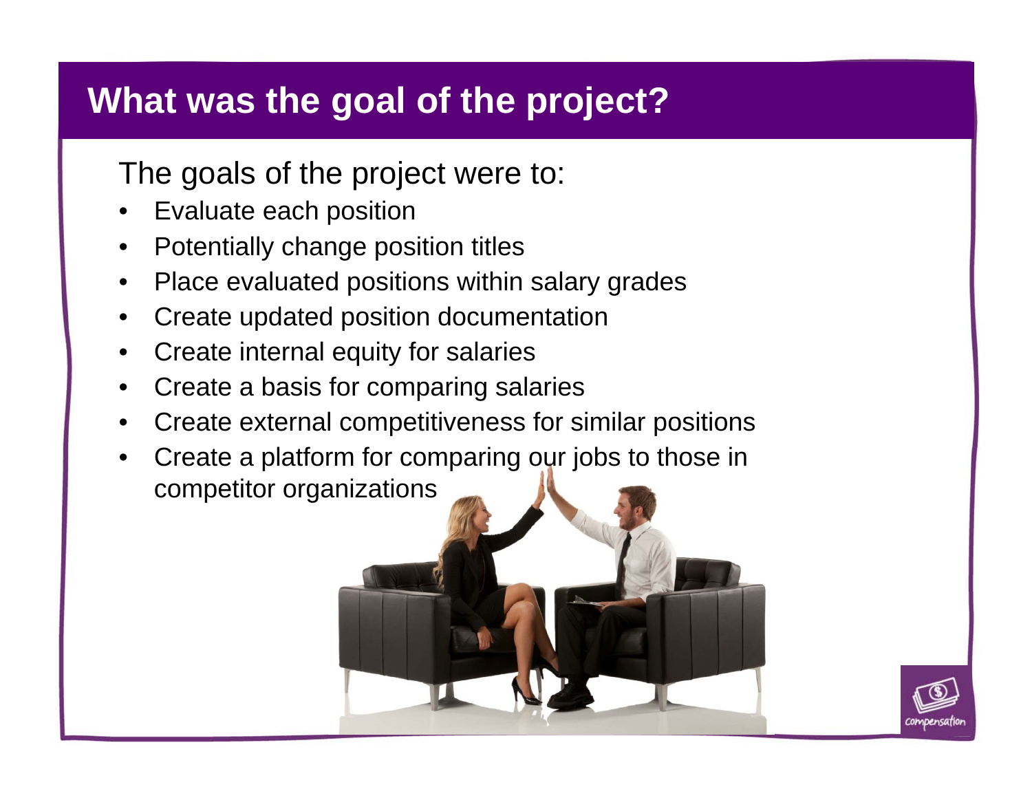# What was the goal of the project?

The goals of the project were to:

- Evaluate each position
- Potentially change position titles
- Place evaluated positions within salary grades
- Create updated position documentation
- Create internal equity for salaries
- Create a basis for comparing salaries
- Create external competitiveness for similar positions
- Create a platform for comparing our jobs to those in competitor organizations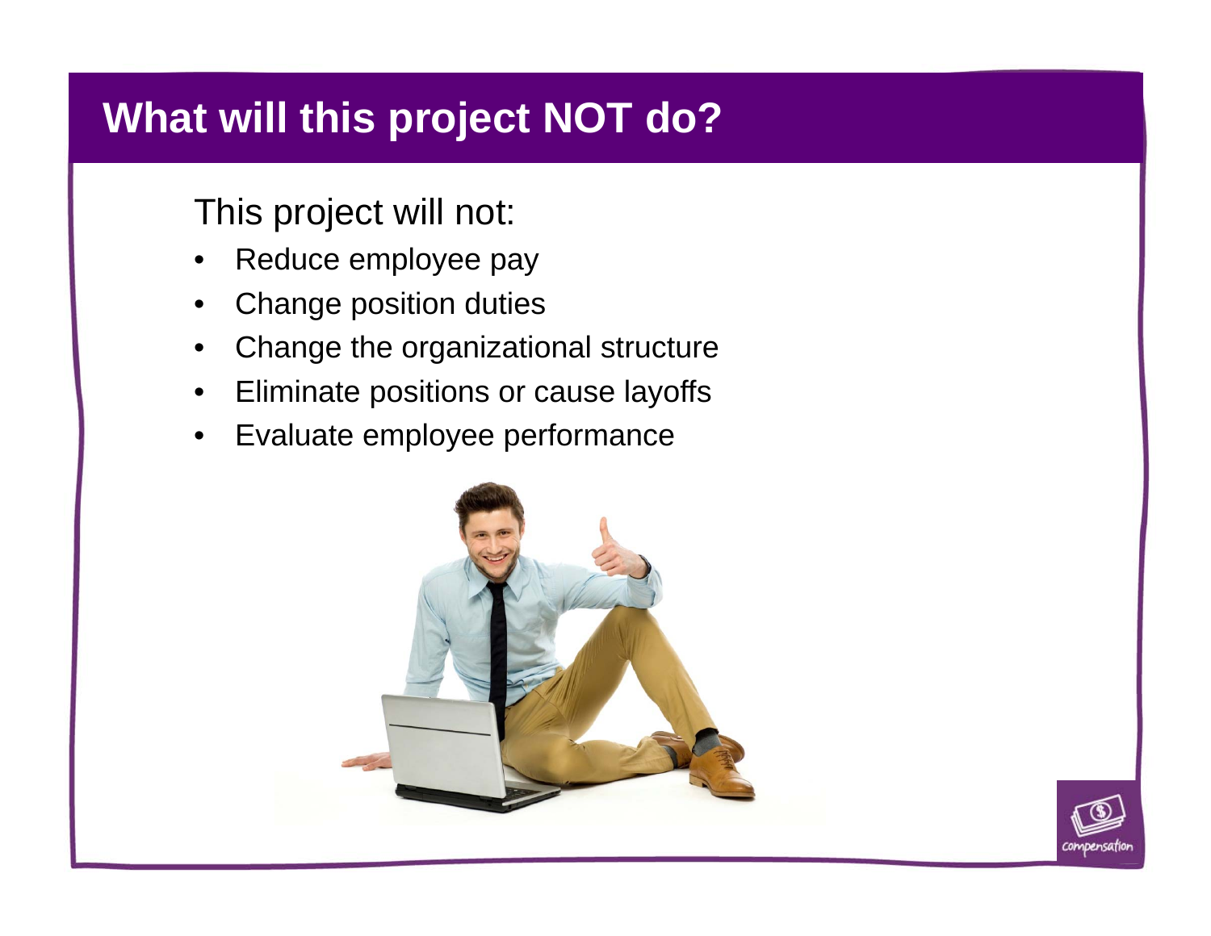# What will this project NOT do?

This project will not:

- Reduce employee pay
- Change position duties
- Change the organizational structure
- Eliminate positions or cause layoffs
- Evaluate employee performance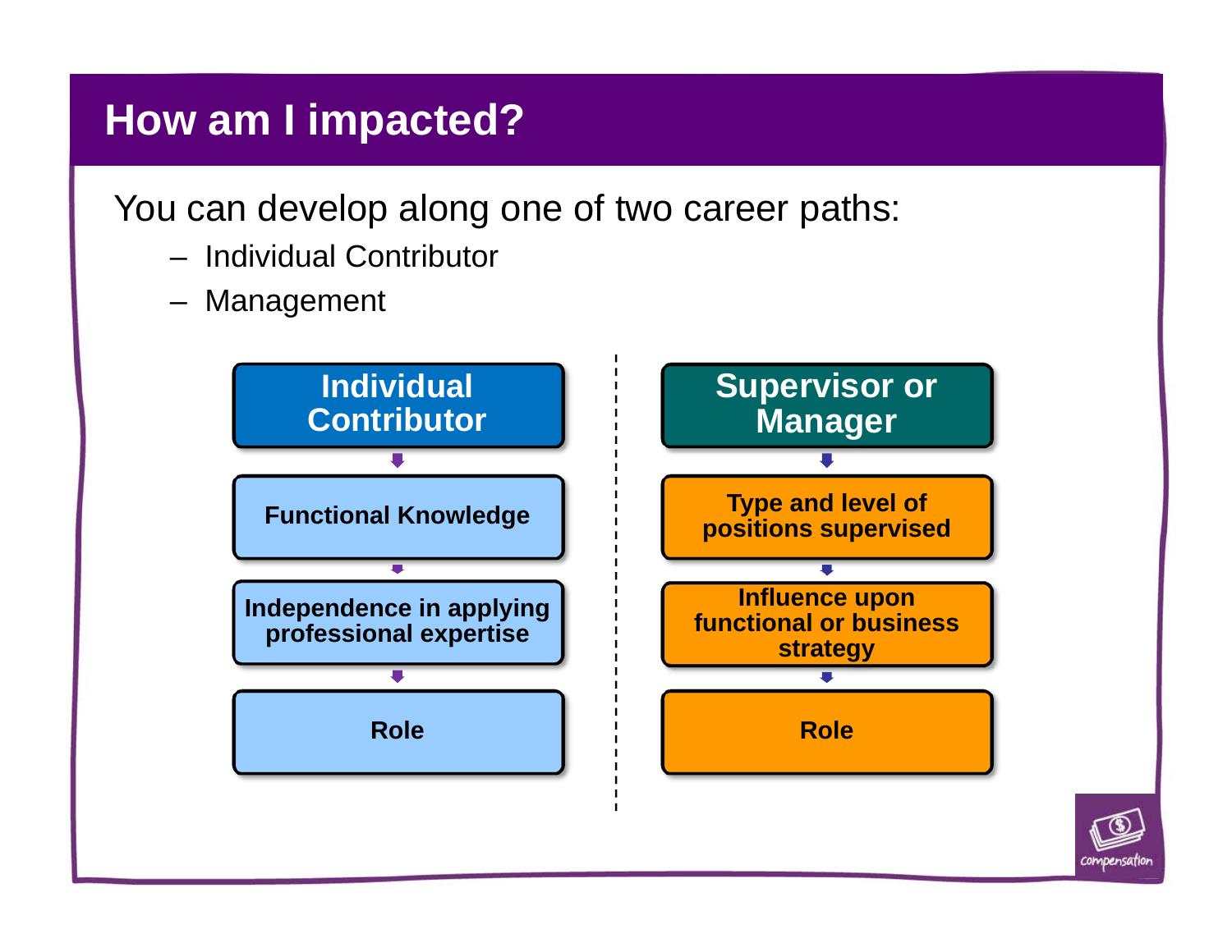# How am I impacted?

You can develop along one of two career paths:

- Individual Contributor
- Management

| Individual Contributor | Supervisor or Manager |
| --- | --- |
| Functional Knowledge | Type and level of positions supervised |
| Independence in applying professional expertise | Influence upon functional or business strategy |
| Role | Role |

compensation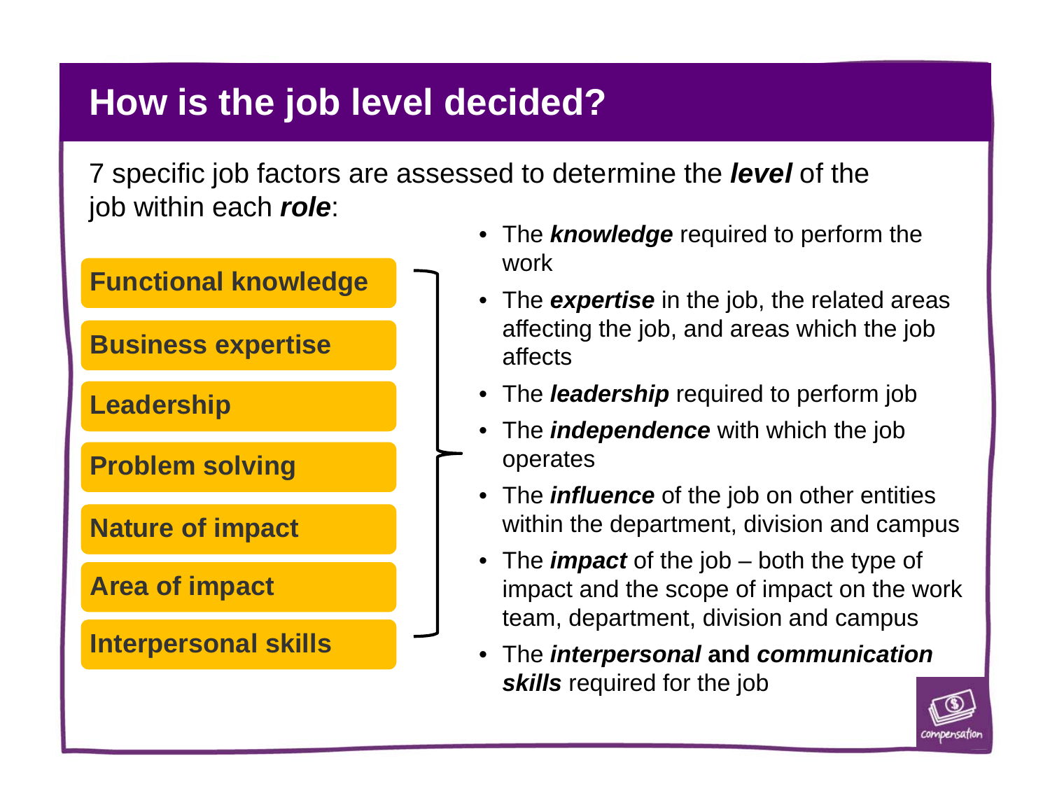# How is the job level decided?

7 specific job factors are assessed to determine the ***level*** of the job within each ***role***:

- **Functional knowledge**
- **Business expertise**
- **Leadership**
- **Problem solving**
- **Nature of impact**
- **Area of impact**
- **Interpersonal skills**

- The ***knowledge*** required to perform the work
- The ***expertise*** in the job, the related areas affecting the job, and areas which the job affects
- The ***leadership*** required to perform job
- The ***independence*** with which the job operates
- The ***influence*** of the job on other entities within the department, division and campus
- The ***impact*** of the job – both the type of impact and the scope of impact on the work team, department, division and campus
- The ***interpersonal*** **and** ***communication skills*** required for the job

compensation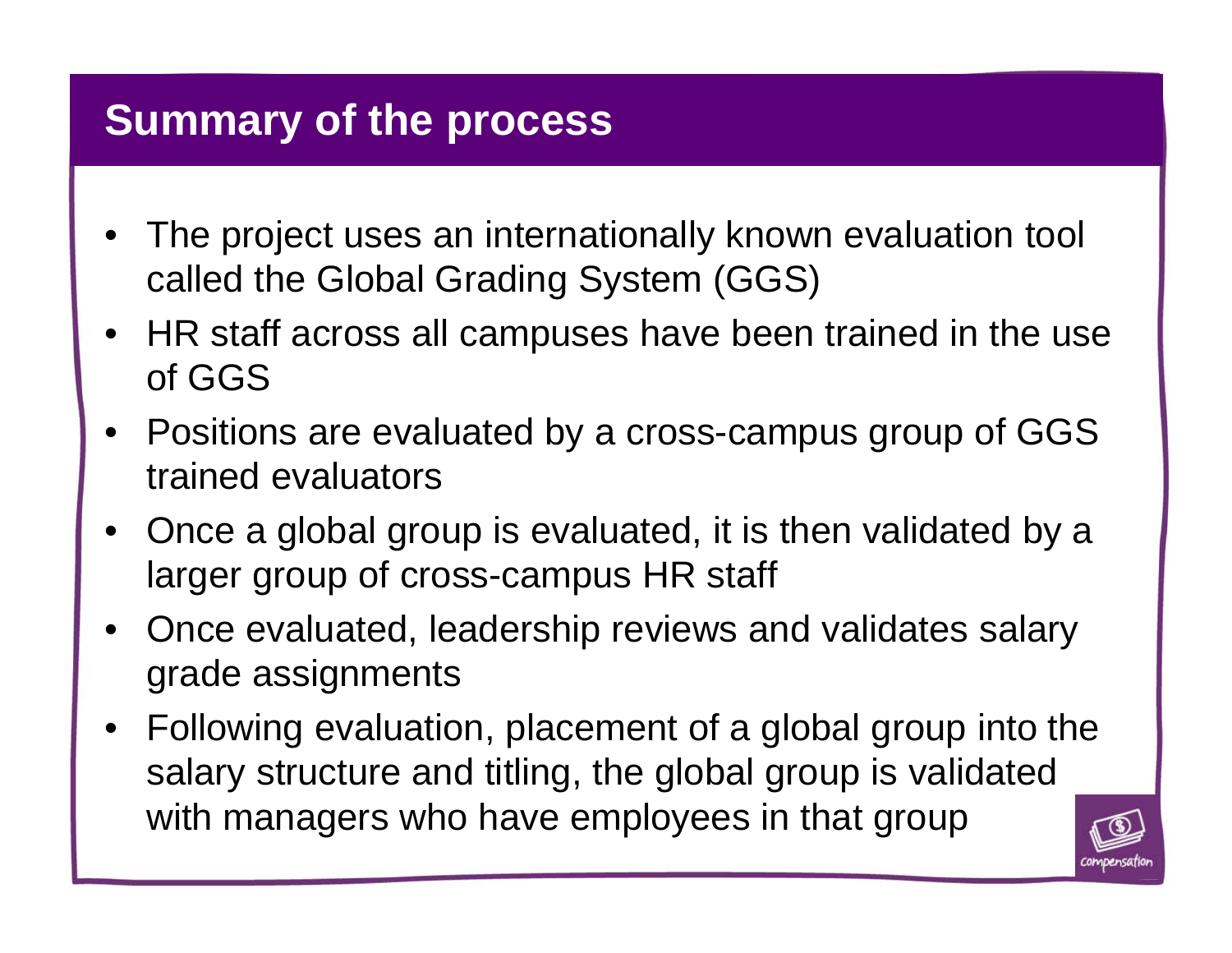## Summary of the process

- The project uses an internationally known evaluation tool called the Global Grading System (GGS)
- HR staff across all campuses have been trained in the use of GGS
- Positions are evaluated by a cross-campus group of GGS trained evaluators
- Once a global group is evaluated, it is then validated by a larger group of cross-campus HR staff
- Once evaluated, leadership reviews and validates salary grade assignments
- Following evaluation, placement of a global group into the salary structure and titling, the global group is validated with managers who have employees in that group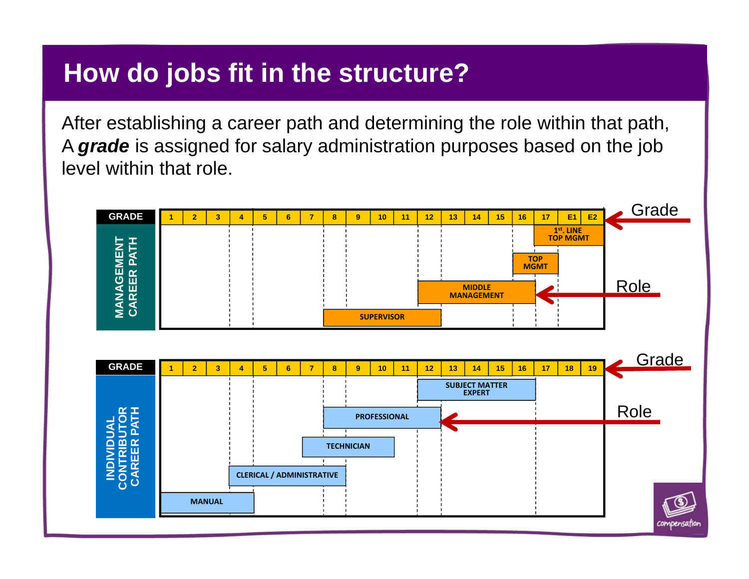# How do jobs fit in the structure?

After establishing a career path and determining the role within that path, A ***grade*** is assigned for salary administration purposes based on the job level within that role.

**MANAGEMENT CAREER PATH**

| GRADE | 1 | 2 | 3 | 4 | 5 | 6 | 7 | 8 | 9 | 10 | 11 | 12 | 13 | 14 | 15 | 16 | 17 | E1 | E2 |
|---|---|---|---|---|---|---|---|---|---|---|---|---|---|---|---|---|---|---|---|
| 1st. LINE TOP MGMT | | | | | | | | | | | | | | | | | X | X | X |
| TOP MGMT | | | | | | | | | | | | | | | | X | X | | |
| MIDDLE MANAGEMENT | | | | | | | | | | | | X | X | X | X | X | | | |
| SUPERVISOR | | | | | | | | X | X | X | X | X | | | | | | | |

**INDIVIDUAL CONTRIBUTOR CAREER PATH**

| GRADE | 1 | 2 | 3 | 4 | 5 | 6 | 7 | 8 | 9 | 10 | 11 | 12 | 13 | 14 | 15 | 16 | 17 | 18 | 19 |
|---|---|---|---|---|---|---|---|---|---|---|---|---|---|---|---|---|---|---|---|
| SUBJECT MATTER EXPERT | | | | | | | | | | | | X | X | X | X | X | | | |
| PROFESSIONAL | | | | | | | | X | X | X | X | X | | | | | | | |
| TECHNICIAN | | | | | | | X | X | X | X | | | | | | | | | |
| CLERICAL / ADMINISTRATIVE | | | | X | X | X | X | X | | | | | | | | | | | |
| MANUAL | X | X | X | X | | | | | | | | | | | | | | | |

Grade — the numbered row across the top of each chart.
Role — the bars within each chart.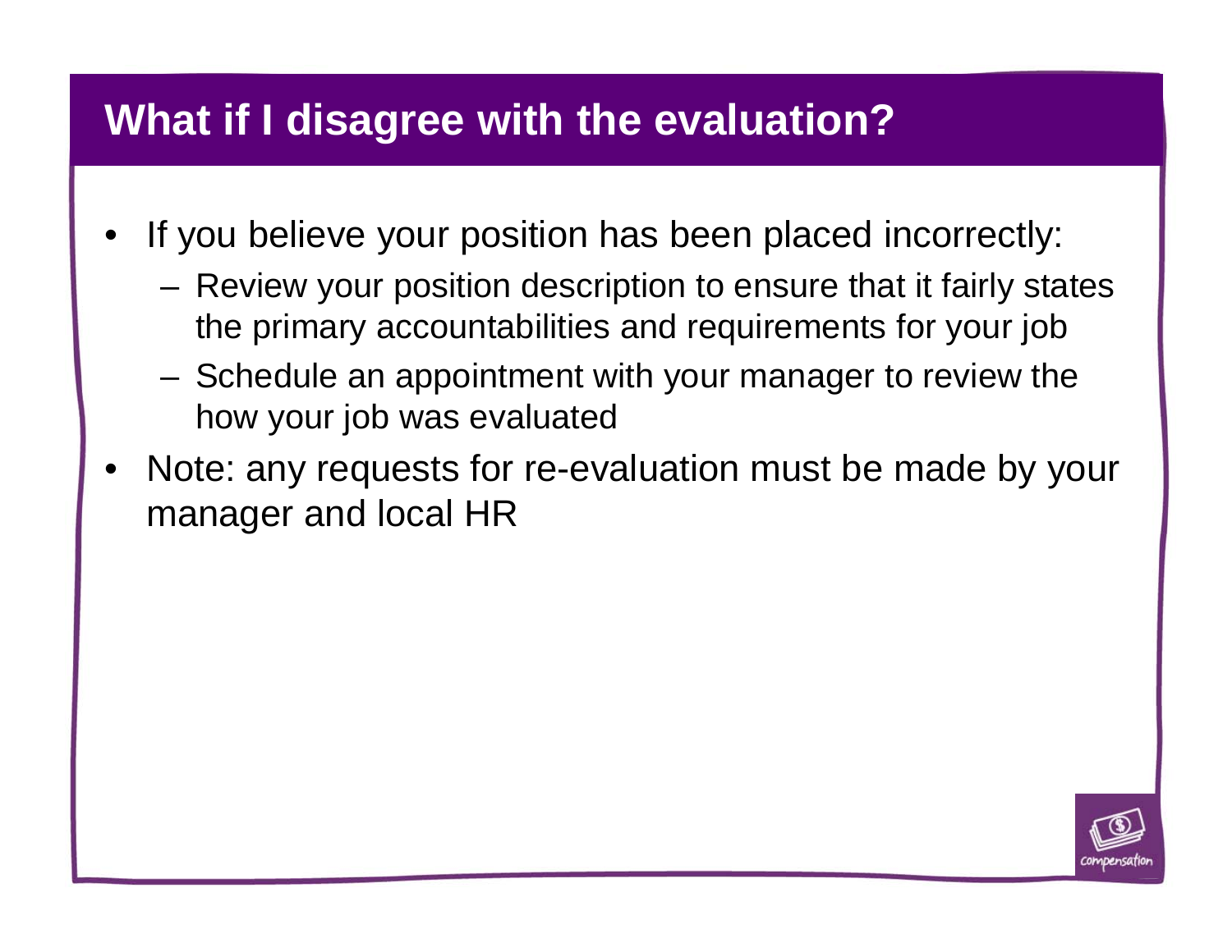# What if I disagree with the evaluation?

- If you believe your position has been placed incorrectly:
  - Review your position description to ensure that it fairly states the primary accountabilities and requirements for your job
  - Schedule an appointment with your manager to review the how your job was evaluated
- Note: any requests for re-evaluation must be made by your manager and local HR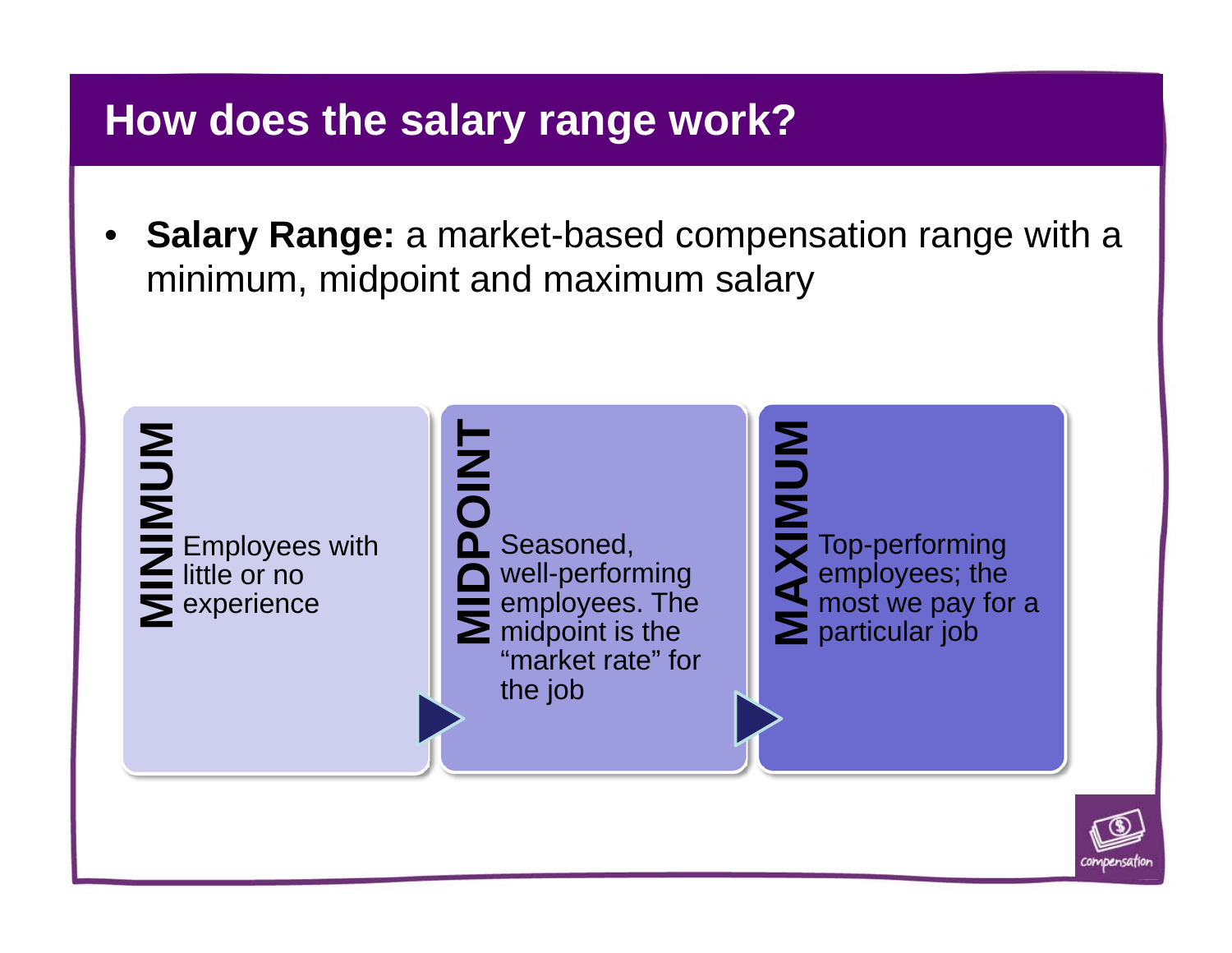# How does the salary range work?

- **Salary Range:** a market-based compensation range with a minimum, midpoint and maximum salary

**MINIMUM**
Employees with little or no experience

**MIDPOINT**
Seasoned, well-performing employees. The midpoint is the "market rate" for the job

**MAXIMUM**
Top-performing employees; the most we pay for a particular job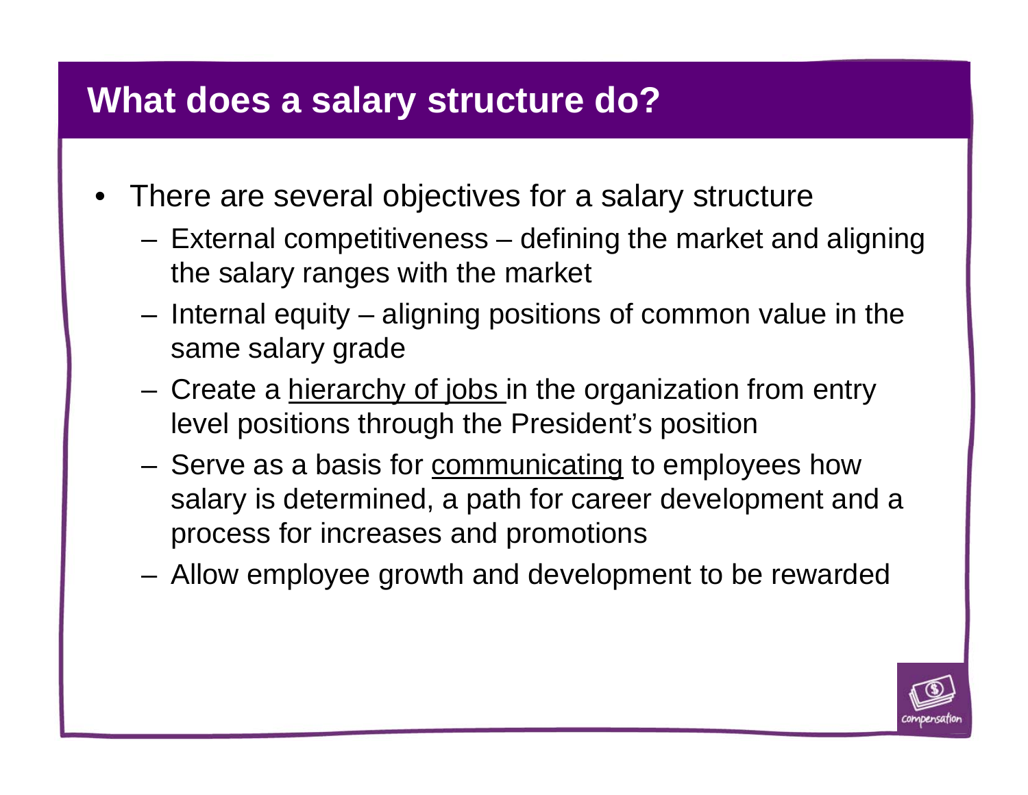# What does a salary structure do?

- There are several objectives for a salary structure
  - External competitiveness – defining the market and aligning the salary ranges with the market
  - Internal equity – aligning positions of common value in the same salary grade
  - Create a <u>hierarchy of jobs</u> in the organization from entry level positions through the President's position
  - Serve as a basis for <u>communicating</u> to employees how salary is determined, a path for career development and a process for increases and promotions
  - Allow employee growth and development to be rewarded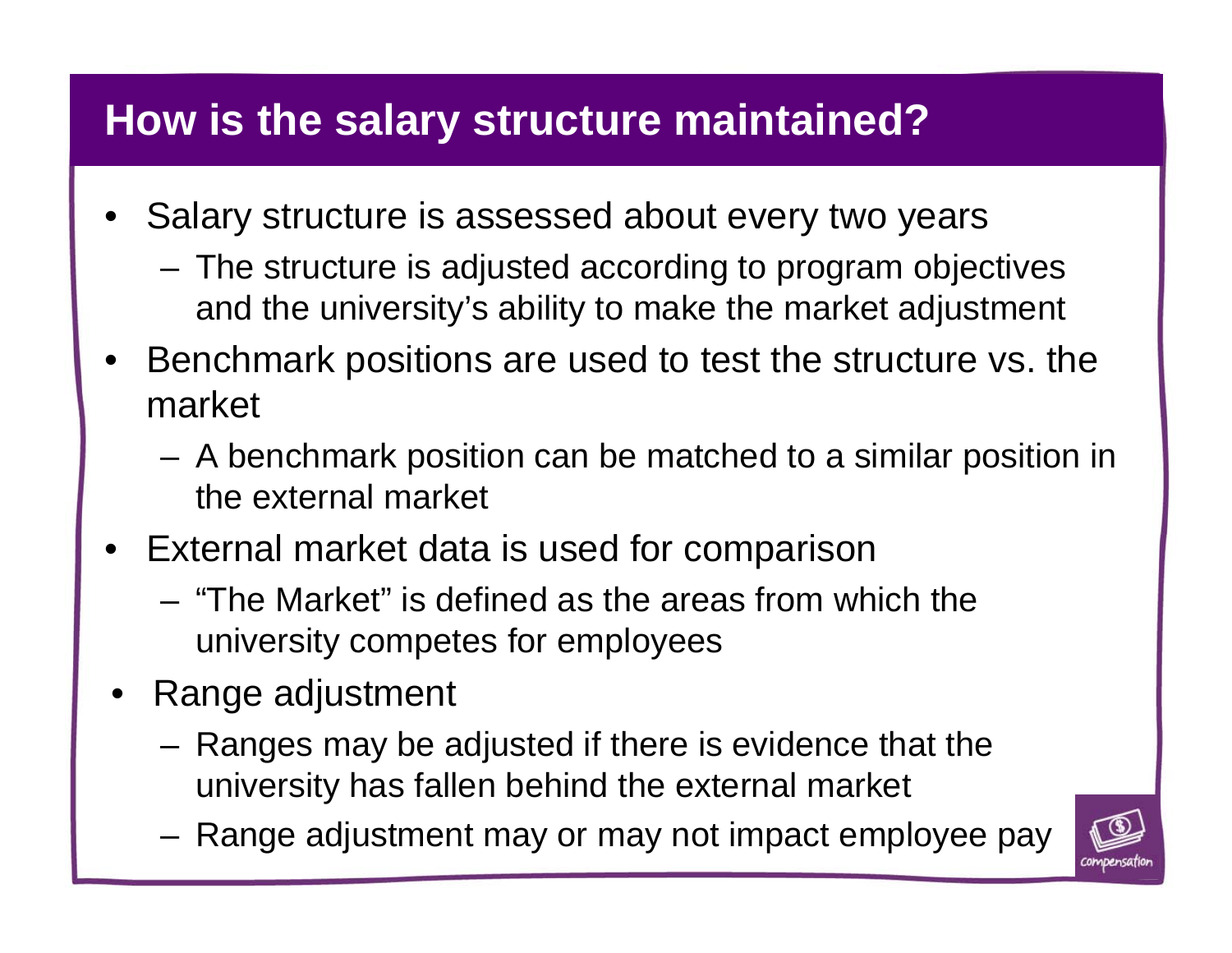# How is the salary structure maintained?

- Salary structure is assessed about every two years
  - The structure is adjusted according to program objectives and the university's ability to make the market adjustment
- Benchmark positions are used to test the structure vs. the market
  - A benchmark position can be matched to a similar position in the external market
- External market data is used for comparison
  - "The Market" is defined as the areas from which the university competes for employees
- Range adjustment
  - Ranges may be adjusted if there is evidence that the university has fallen behind the external market
  - Range adjustment may or may not impact employee pay

compensation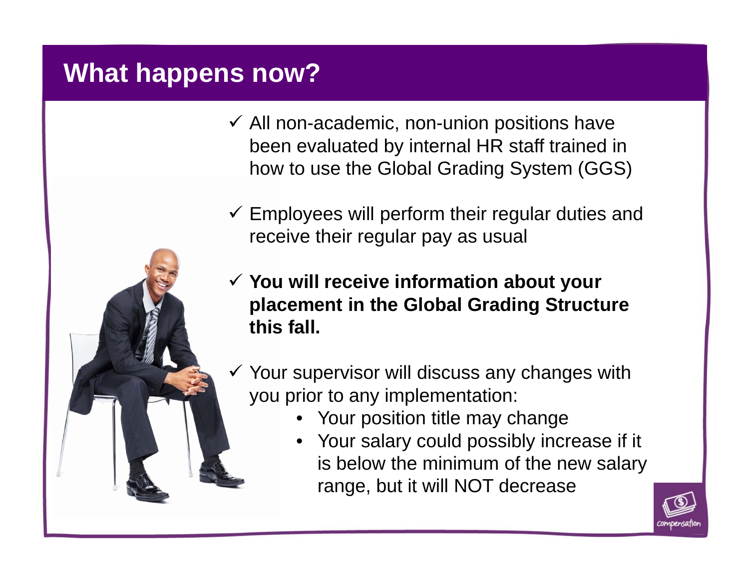# What happens now?

- ✓ All non-academic, non-union positions have been evaluated by internal HR staff trained in how to use the Global Grading System (GGS)
- ✓ Employees will perform their regular duties and receive their regular pay as usual
- ✓ **You will receive information about your placement in the Global Grading Structure this fall.**
- ✓ Your supervisor will discuss any changes with you prior to any implementation:
  - Your position title may change
  - Your salary could possibly increase if it is below the minimum of the new salary range, but it will NOT decrease

compensation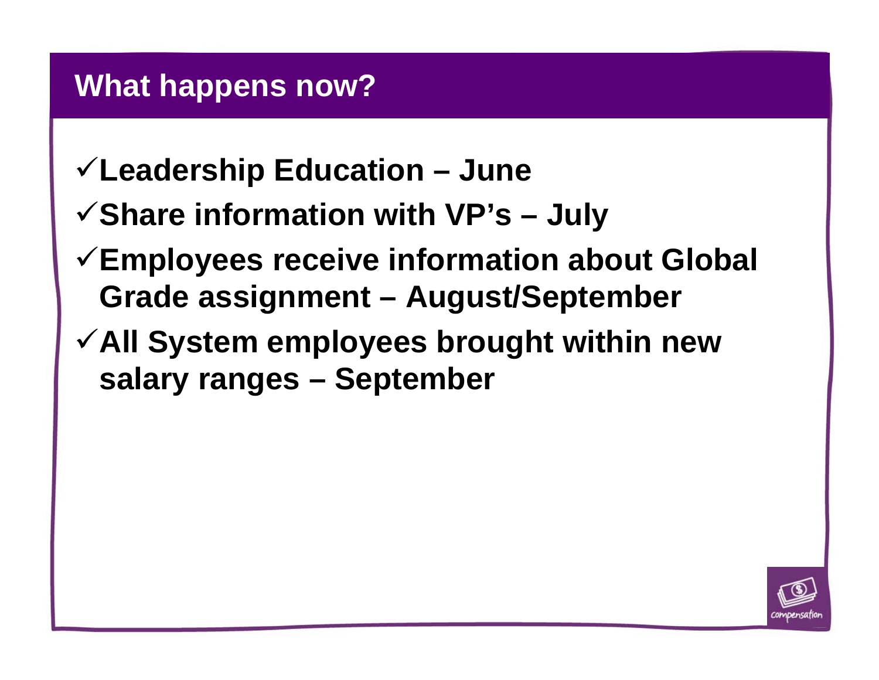# What happens now?

- ✓ **Leadership Education – June**
- ✓ **Share information with VP's – July**
- ✓ **Employees receive information about Global Grade assignment – August/September**
- ✓ **All System employees brought within new salary ranges – September**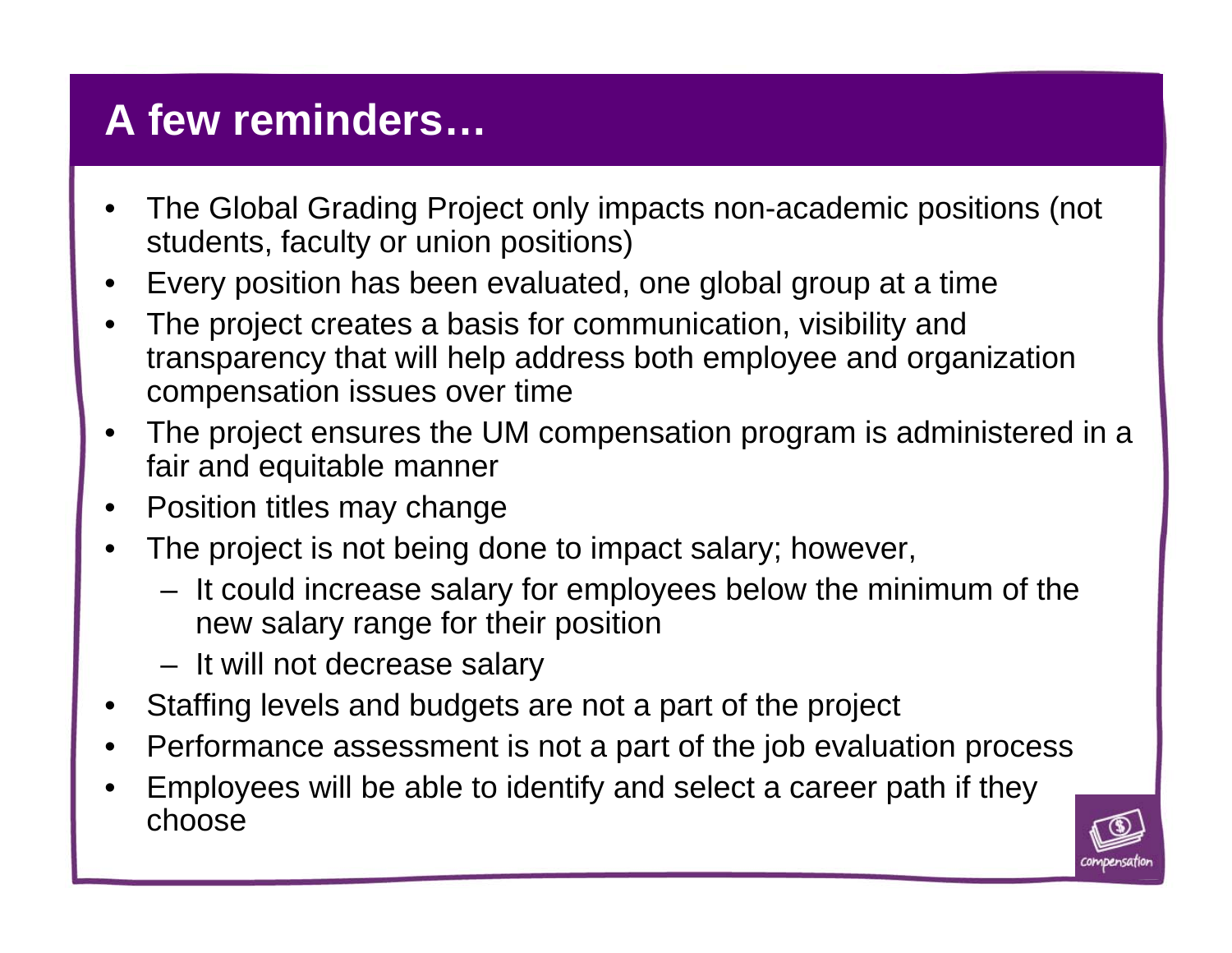# A few reminders…

- The Global Grading Project only impacts non-academic positions (not students, faculty or union positions)
- Every position has been evaluated, one global group at a time
- The project creates a basis for communication, visibility and transparency that will help address both employee and organization compensation issues over time
- The project ensures the UM compensation program is administered in a fair and equitable manner
- Position titles may change
- The project is not being done to impact salary; however,
  - It could increase salary for employees below the minimum of the new salary range for their position
  - It will not decrease salary
- Staffing levels and budgets are not a part of the project
- Performance assessment is not a part of the job evaluation process
- Employees will be able to identify and select a career path if they choose

compensation